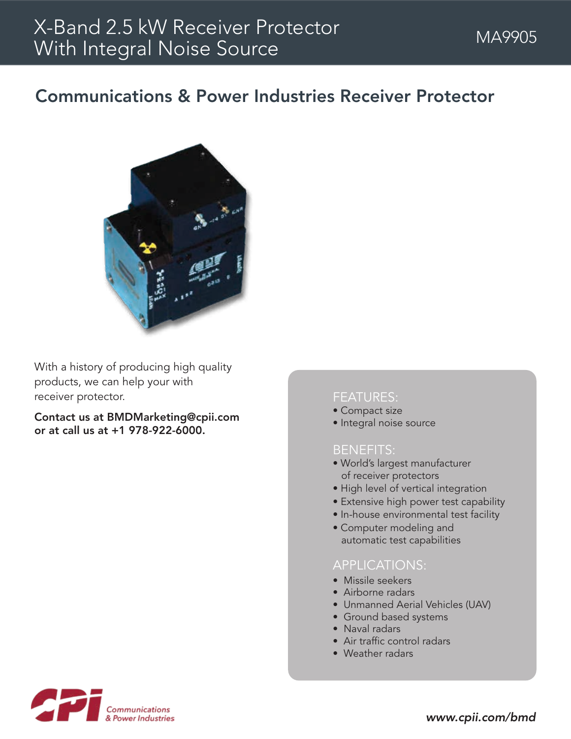# X-Band 2.5 kW Receiver Protector With Integral Noise Source

MA9905

## Communications & Power Industries Receiver Protector

With a history of producing high quality products, we can help your with receiver protector.

**Contact us at BMDMarketing@cpii.com or at call us at +1 978-922-6000.**

### FEATURES:

- Compact size
- Integral noise source

### BENEFITS:

- World's largest manufacturer of receiver protectors
- High level of vertical integration
- Extensive high power test capability
- In-house environmental test facility
- Computer modeling and automatic test capabilities

### APPLICATIONS:

- Missile seekers
- Airborne radars
- Unmanned Aerial Vehicles (UAV)
- Ground based systems
- Naval radars
- Air traffic control radars
- Weather radars

CPI Communications & Power Industries

*www.cpii.com/bmd*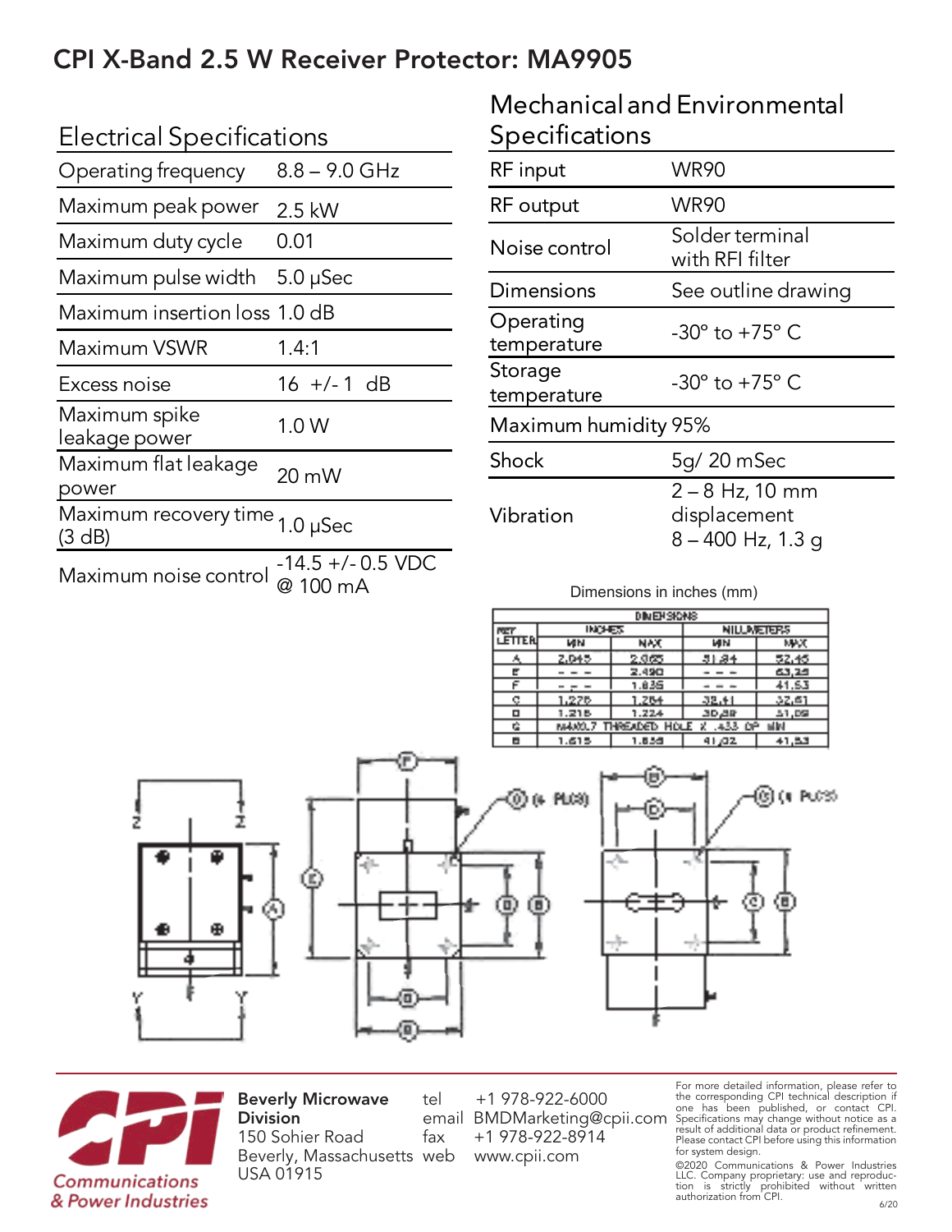# CPI X-Band 2.5 W Receiver Protector: MA9905

## Electrical Specifications

| | |
|---|---|
| Operating frequency | 8.8 – 9.0 GHz |
| Maximum peak power | 2.5 kW |
| Maximum duty cycle | 0.01 |
| Maximum pulse width | 5.0 µSec |
| Maximum insertion loss | 1.0 dB |
| Maximum VSWR | 1.4:1 |
| Excess noise | 16 +/- 1 dB |
| Maximum spike leakage power | 1.0 W |
| Maximum flat leakage power | 20 mW |
| Maximum recovery time (3 dB) | 1.0 µSec |
| Maximum noise control | -14.5 +/- 0.5 VDC @ 100 mA |

## Mechanical and Environmental Specifications

| | |
|---|---|
| RF input | WR90 |
| RF output | WR90 |
| Noise control | Solder terminal with RFI filter |
| Dimensions | See outline drawing |
| Operating temperature | -30° to +75° C |
| Storage temperature | -30° to +75° C |
| Maximum humidity | 95% |
| Shock | 5g/ 20 mSec |
| Vibration | 2 – 8 Hz, 10 mm displacement<br>8 – 400 Hz, 1.3 g |

Dimensions in inches (mm)

| DIMENSIONS | | | | |
|---|---|---|---|---|
| REF LETTER | INCHES | | MILLIMETERS | |
| | MIN | MAX | MIN | MAX |
| A | 2.045 | 2.065 | 51.94 | 52.45 |
| E | --- | 2.490 | --- | 63.25 |
| F | --- | 1.635 | --- | 41.53 |
| C | 1.275 | 1.284 | 32.41 | 32.61 |
| D | 1.215 | 1.224 | 30.86 | 31.09 |
| G | M4X0.7 THREADED HOLE X .433 DP MIN | | | |
| B | 1.615 | 1.635 | 41.02 | 41.53 |

**Beverly Microwave Division**
150 Sohier Road
Beverly, Massachusetts
USA 01915

tel +1 978-922-6000
email BMDMarketing@cpii.com
fax +1 978-922-8914
web www.cpii.com

For more detailed information, please refer to the corresponding CPI technical description if one has been published, or contact CPI. Specifications may change without notice as a result of additional data or product refinement. Please contact CPI before using this information for system design.

©2020 Communications & Power Industries LLC. Company proprietary: use and reproduction is strictly prohibited without written authorization from CPI.

6/20